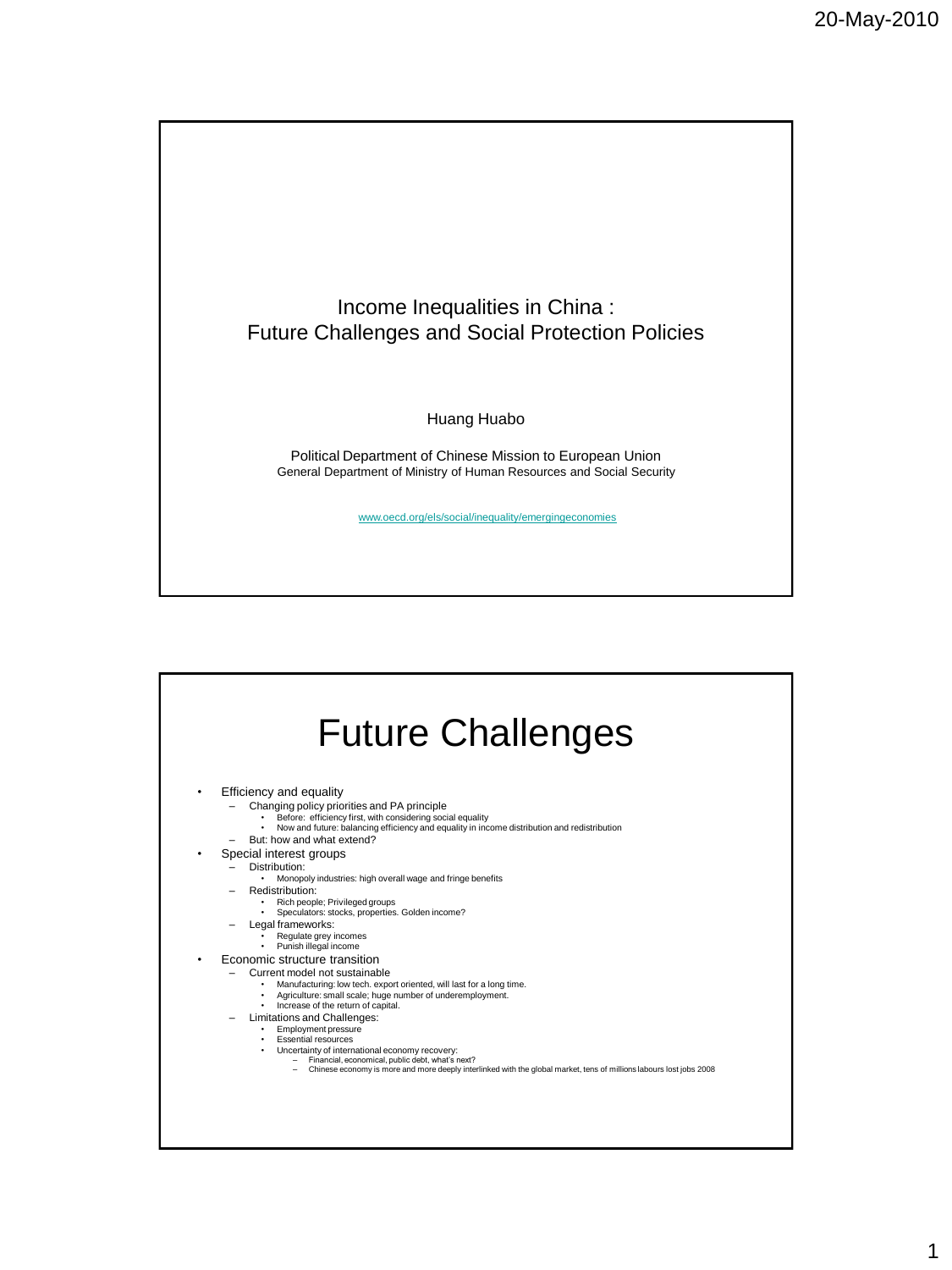# Income Inequalities in China : Future Challenges and Social Protection Policies

Huang Huabo

Political Department of Chinese Mission to European Union
General Department of Ministry of Human Resources and Social Security

www.oecd.org/els/social/inequality/emergingeconomies

## Future Challenges

- Efficiency and equality
  - Changing policy priorities and PA principle
    - Before: efficiency first, with considering social equality
    - Now and future: balancing efficiency and equality in income distribution and redistribution
  - But: how and what extend?
- Special interest groups
  - Distribution:
    - Monopoly industries: high overall wage and fringe benefits
  - Redistribution:
    - Rich people; Privileged groups
    - Speculators: stocks, properties. Golden income?
  - Legal frameworks:
    - Regulate grey incomes
    - Punish illegal income
- Economic structure transition
  - Current model not sustainable
    - Manufacturing: low tech. export oriented, will last for a long time.
    - Agriculture: small scale; huge number of underemployment.
    - Increase of the return of capital.
  - Limitations and Challenges:
    - Employment pressure
    - Essential resources
    - Uncertainty of international economy recovery:
      - Financial, economical, public debt, what's next?
      - Chinese economy is more and more deeply interlinked with the global market, tens of millions labours lost jobs 2008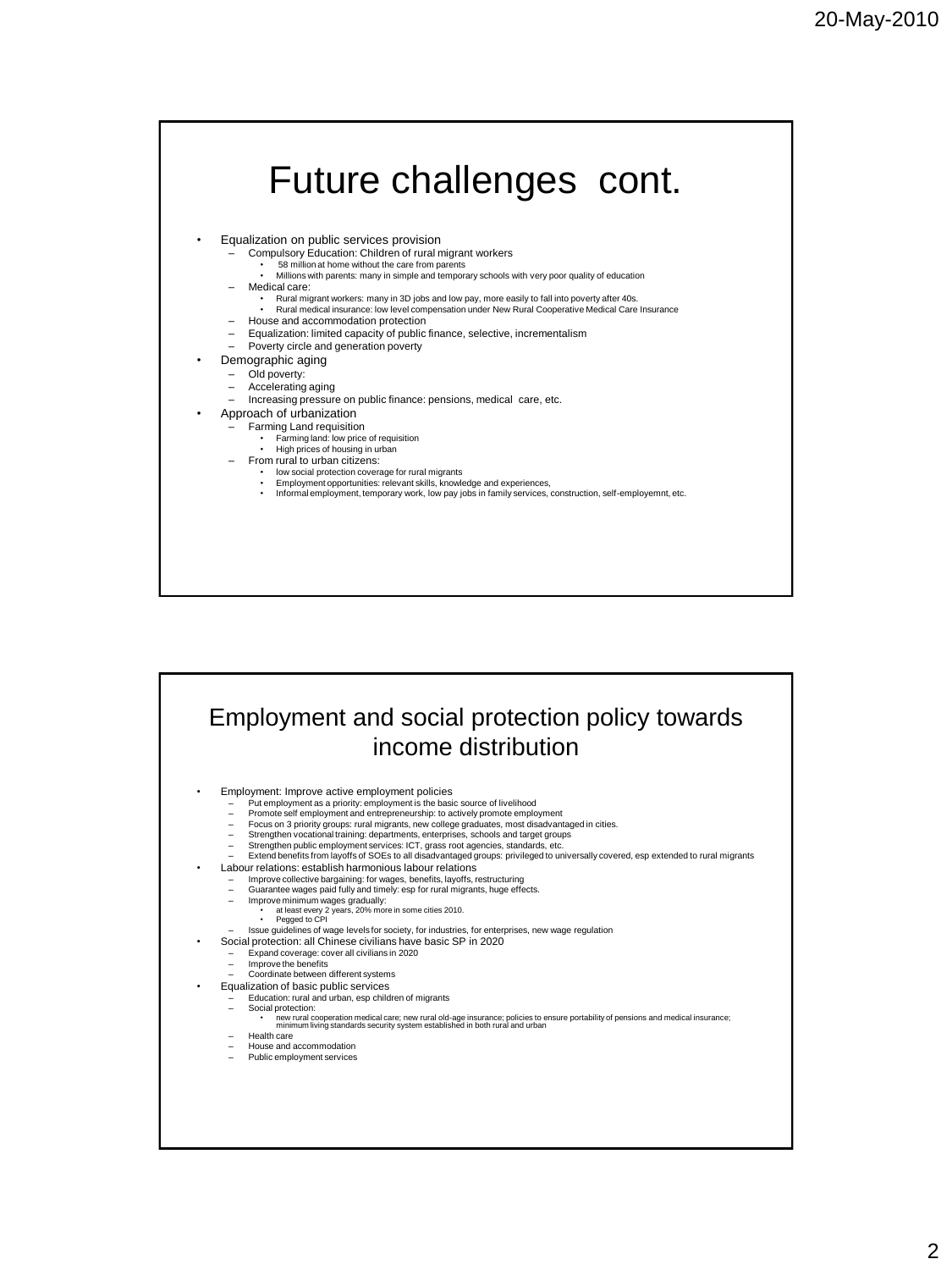# Future challenges cont.

- Equalization on public services provision
  - Compulsory Education: Children of rural migrant workers
    - 58 million at home without the care from parents
    - Millions with parents: many in simple and temporary schools with very poor quality of education
  - Medical care:
    - Rural migrant workers: many in 3D jobs and low pay, more easily to fall into poverty after 40s.
    - Rural medical insurance: low level compensation under New Rural Cooperative Medical Care Insurance
  - House and accommodation protection
  - Equalization: limited capacity of public finance, selective, incrementalism
  - Poverty circle and generation poverty
- Demographic aging
  - Old poverty:
  - Accelerating aging
  - Increasing pressure on public finance: pensions, medical care, etc.
- Approach of urbanization
  - Farming Land requisition
    - Farming land: low price of requisition
    - High prices of housing in urban
  - From rural to urban citizens:
    - low social protection coverage for rural migrants
    - Employment opportunities: relevant skills, knowledge and experiences,
    - Informal employment, temporary work, low pay jobs in family services, construction, self-employemnt, etc.

# Employment and social protection policy towards income distribution

- Employment: Improve active employment policies
  - Put employment as a priority: employment is the basic source of livelihood
  - Promote self employment and entrepreneurship: to actively promote employment
  - Focus on 3 priority groups: rural migrants, new college graduates, most disadvantaged in cities.
  - Strengthen vocational training: departments, enterprises, schools and target groups
  - Strengthen public employment services: ICT, grass root agencies, standards, etc.
  - Extend benefits from layoffs of SOEs to all disadvantaged groups: privileged to universally covered, esp extended to rural migrants
- Labour relations: establish harmonious labour relations
  - Improve collective bargaining: for wages, benefits, layoffs, restructuring
  - Guarantee wages paid fully and timely: esp for rural migrants, huge effects.
  - Improve minimum wages gradually:
    - at least every 2 years, 20% more in some cities 2010.
    - Pegged to CPI
  - Issue guidelines of wage levels for society, for industries, for enterprises, new wage regulation
- Social protection: all Chinese civilians have basic SP in 2020
  - Expand coverage: cover all civilians in 2020
  - Improve the benefits
  - Coordinate between different systems
- Equalization of basic public services
  - Education: rural and urban, esp children of migrants
  - Social protection:
    - new rural cooperation medical care; new rural old-age insurance; policies to ensure portability of pensions and medical insurance; minimum living standards security system established in both rural and urban
  - Health care
  - House and accommodation
  - Public employment services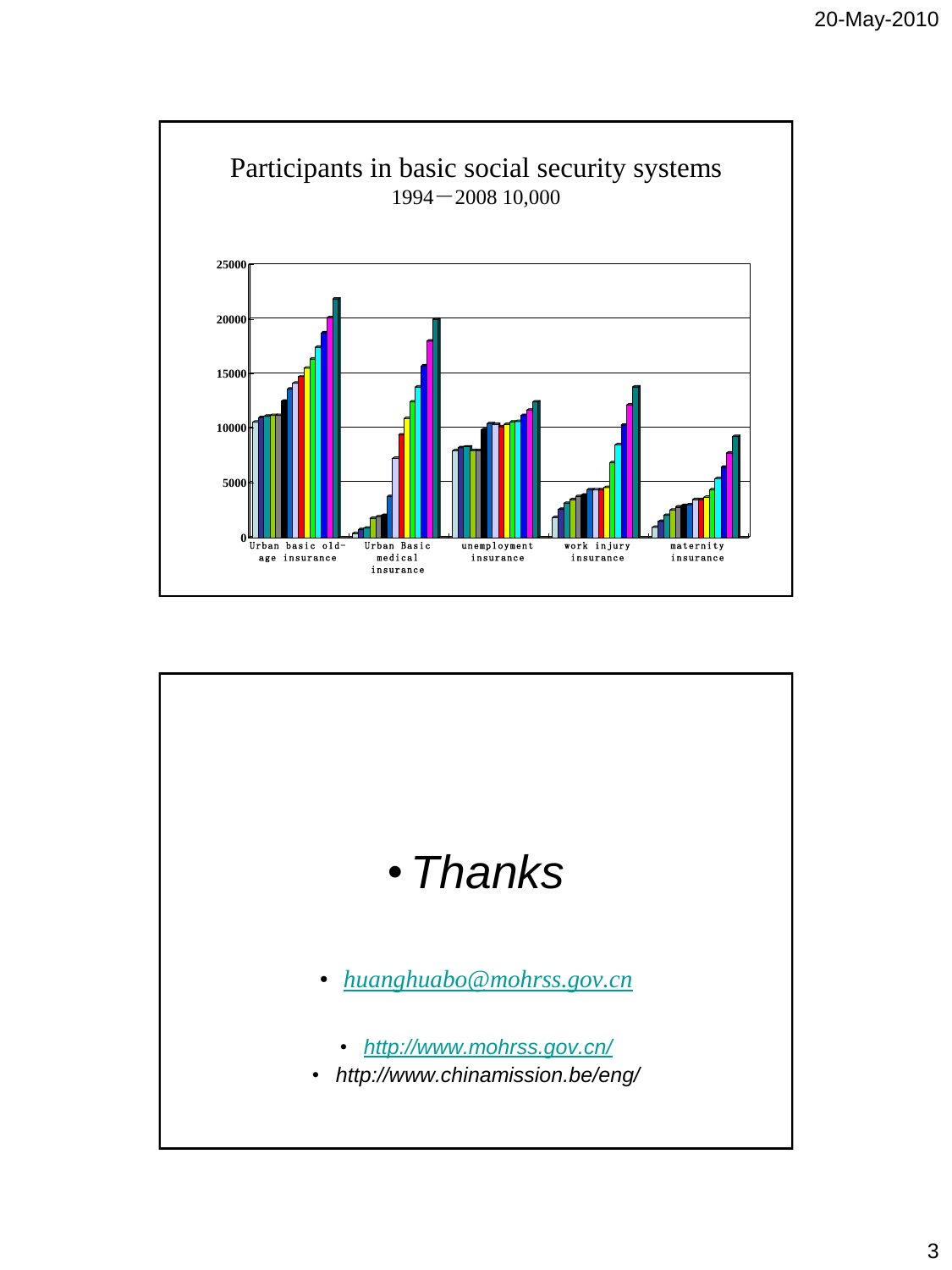## Participants in basic social security systems

1994－2008 10,000

25000

20000

15000

10000

5000

0

Urban basic old-age insurance

Urban Basic medical insurance

unemployment insurance

work injury insurance

maternity insurance

- *Thanks*

- *[huanghuabo@mohrss.gov.cn](mailto:huanghuabo@mohrss.gov.cn)*
- *[http://www.mohrss.gov.cn/](http://www.mohrss.gov.cn/)*
- *http://www.chinamission.be/eng/*